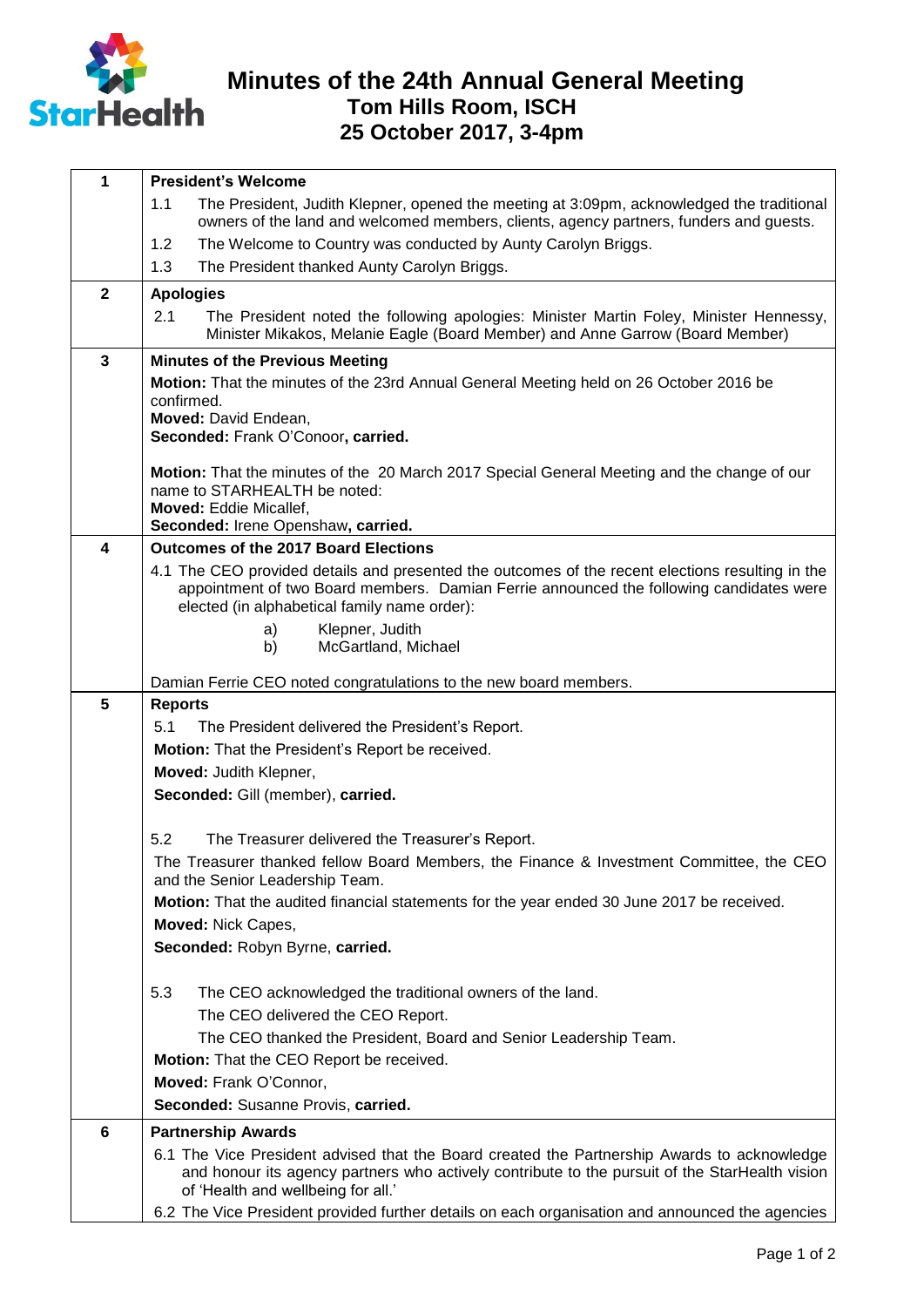# Minutes of the 24th Annual General Meeting

## Tom Hills Room, ISCH

## 25 October 2017, 3-4pm

| | |
|---|---|
| **1** | **President's Welcome**<br>1.1 The President, Judith Klepner, opened the meeting at 3:09pm, acknowledged the traditional owners of the land and welcomed members, clients, agency partners, funders and guests.<br>1.2 The Welcome to Country was conducted by Aunty Carolyn Briggs.<br>1.3 The President thanked Aunty Carolyn Briggs. |
| **2** | **Apologies**<br>2.1 The President noted the following apologies: Minister Martin Foley, Minister Hennessy, Minister Mikakos, Melanie Eagle (Board Member) and Anne Garrow (Board Member) |
| **3** | **Minutes of the Previous Meeting**<br>**Motion:** That the minutes of the 23rd Annual General Meeting held on 26 October 2016 be confirmed.<br>**Moved:** David Endean,<br>**Seconded:** Frank O'Conoor, **carried.**<br><br>**Motion:** That the minutes of the 20 March 2017 Special General Meeting and the change of our name to STARHEALTH be noted:<br>**Moved:** Eddie Micallef,<br>**Seconded:** Irene Openshaw, **carried.** |
| **4** | **Outcomes of the 2017 Board Elections**<br>4.1 The CEO provided details and presented the outcomes of the recent elections resulting in the appointment of two Board members. Damian Ferrie announced the following candidates were elected (in alphabetical family name order):<br>a) Klepner, Judith<br>b) McGartland, Michael<br><br>Damian Ferrie CEO noted congratulations to the new board members. |
| **5** | **Reports**<br>5.1 The President delivered the President's Report.<br>**Motion:** That the President's Report be received.<br>**Moved:** Judith Klepner,<br>**Seconded:** Gill (member), **carried.**<br><br>5.2 The Treasurer delivered the Treasurer's Report.<br>The Treasurer thanked fellow Board Members, the Finance & Investment Committee, the CEO and the Senior Leadership Team.<br>**Motion:** That the audited financial statements for the year ended 30 June 2017 be received.<br>**Moved:** Nick Capes,<br>**Seconded:** Robyn Byrne, **carried.**<br><br>5.3 The CEO acknowledged the traditional owners of the land.<br>The CEO delivered the CEO Report.<br>The CEO thanked the President, Board and Senior Leadership Team.<br>**Motion:** That the CEO Report be received.<br>**Moved:** Frank O'Connor,<br>**Seconded:** Susanne Provis, **carried.** |
| **6** | **Partnership Awards**<br>6.1 The Vice President advised that the Board created the Partnership Awards to acknowledge and honour its agency partners who actively contribute to the pursuit of the StarHealth vision of 'Health and wellbeing for all.'<br>6.2 The Vice President provided further details on each organisation and announced the agencies |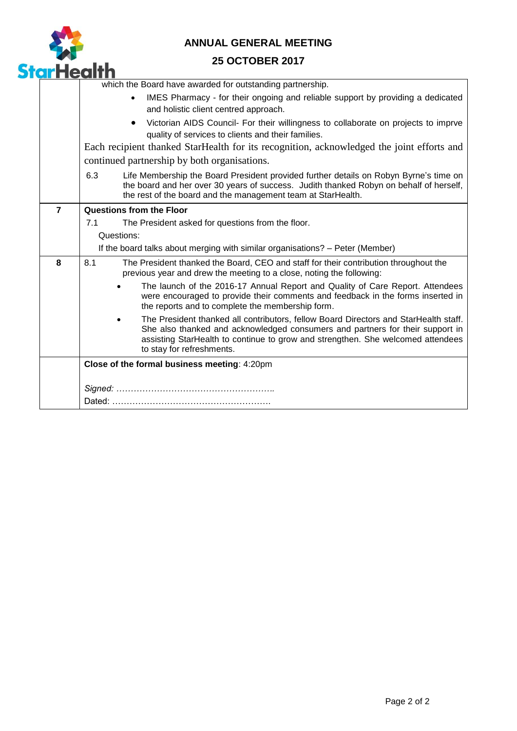# ANNUAL GENERAL MEETING

## 25 OCTOBER 2017

| | |
|---|---|
| | which the Board have awarded for outstanding partnership.<br>• IMES Pharmacy - for their ongoing and reliable support by providing a dedicated and holistic client centred approach.<br>• Victorian AIDS Council- For their willingness to collaborate on projects to imprve quality of services to clients and their families.<br>Each recipient thanked StarHealth for its recognition, acknowledged the joint efforts and continued partnership by both organisations.<br>6.3 Life Membership the Board President provided further details on Robyn Byrne's time on the board and her over 30 years of success. Judith thanked Robyn on behalf of herself, the rest of the board and the management team at StarHealth. |
| **7** | **Questions from the Floor**<br>7.1 The President asked for questions from the floor.<br>Questions:<br>If the board talks about merging with similar organisations? – Peter (Member) |
| **8** | 8.1 The President thanked the Board, CEO and staff for their contribution throughout the previous year and drew the meeting to a close, noting the following:<br>• The launch of the 2016-17 Annual Report and Quality of Care Report. Attendees were encouraged to provide their comments and feedback in the forms inserted in the reports and to complete the membership form.<br>• The President thanked all contributors, fellow Board Directors and StarHealth staff. She also thanked and acknowledged consumers and partners for their support in assisting StarHealth to continue to grow and strengthen. She welcomed attendees to stay for refreshments. |
| | **Close of the formal business meeting**: 4:20pm<br><br>*Signed: ……………………………………………….*<br>Dated: ………………………………………………. |